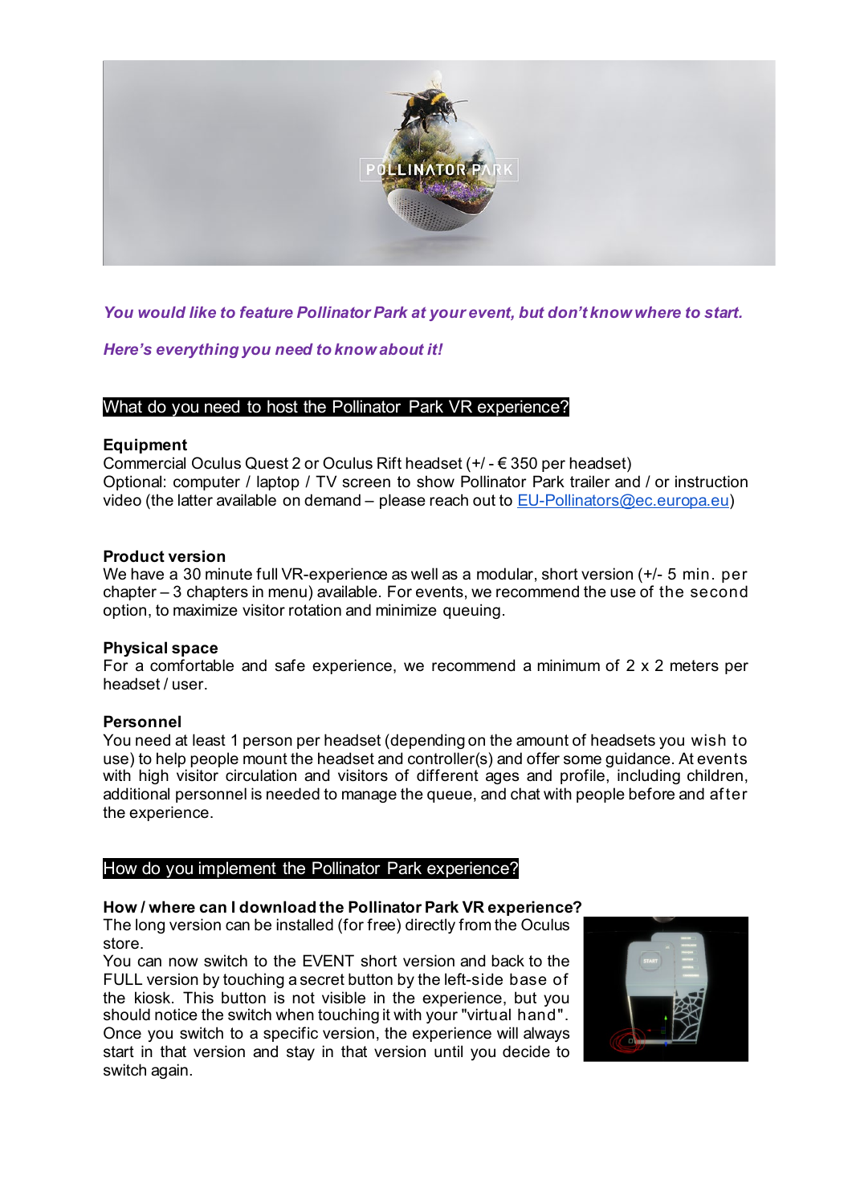*You would like to feature Pollinator Park at your event, but don't know where to start.*

*Here's everything you need to know about it!*

## What do you need to host the Pollinator Park VR experience?

**Equipment**
Commercial Oculus Quest 2 or Oculus Rift headset (+/ - € 350 per headset)
Optional: computer / laptop / TV screen to show Pollinator Park trailer and / or instruction video (the latter available on demand – please reach out to EU-Pollinators@ec.europa.eu)

**Product version**
We have a 30 minute full VR-experience as well as a modular, short version (+/- 5 min. per chapter – 3 chapters in menu) available. For events, we recommend the use of the second option, to maximize visitor rotation and minimize queuing.

**Physical space**
For a comfortable and safe experience, we recommend a minimum of 2 x 2 meters per headset / user.

**Personnel**
You need at least 1 person per headset (depending on the amount of headsets you wish to use) to help people mount the headset and controller(s) and offer some guidance. At events with high visitor circulation and visitors of different ages and profile, including children, additional personnel is needed to manage the queue, and chat with people before and after the experience.

## How do you implement the Pollinator Park experience?

**How / where can I download the Pollinator Park VR experience?**
The long version can be installed (for free) directly from the Oculus store.
You can now switch to the EVENT short version and back to the FULL version by touching a secret button by the left-side base of the kiosk. This button is not visible in the experience, but you should notice the switch when touching it with your "virtual hand". Once you switch to a specific version, the experience will always start in that version and stay in that version until you decide to switch again.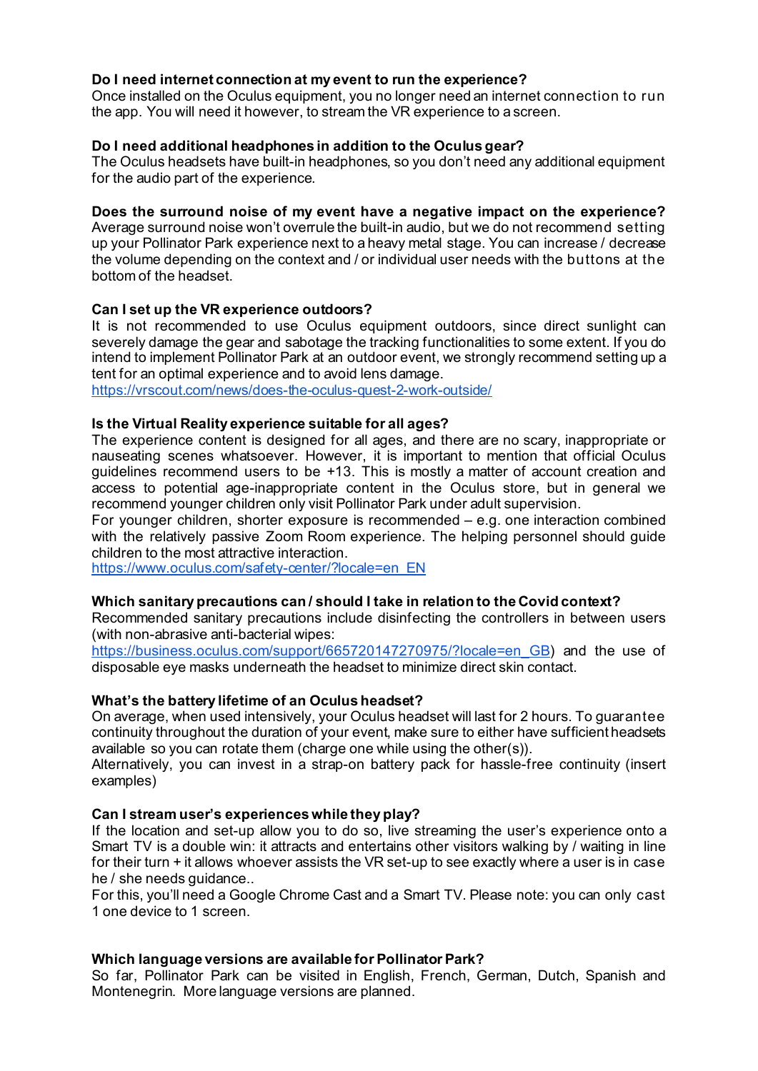**Do I need internet connection at my event to run the experience?**
Once installed on the Oculus equipment, you no longer need an internet connection to run the app. You will need it however, to stream the VR experience to a screen.

**Do I need additional headphones in addition to the Oculus gear?**
The Oculus headsets have built-in headphones, so you don't need any additional equipment for the audio part of the experience.

**Does the surround noise of my event have a negative impact on the experience?**
Average surround noise won't overrule the built-in audio, but we do not recommend setting up your Pollinator Park experience next to a heavy metal stage. You can increase / decrease the volume depending on the context and / or individual user needs with the buttons at the bottom of the headset.

**Can I set up the VR experience outdoors?**
It is not recommended to use Oculus equipment outdoors, since direct sunlight can severely damage the gear and sabotage the tracking functionalities to some extent. If you do intend to implement Pollinator Park at an outdoor event, we strongly recommend setting up a tent for an optimal experience and to avoid lens damage.
https://vrscout.com/news/does-the-oculus-quest-2-work-outside/

**Is the Virtual Reality experience suitable for all ages?**
The experience content is designed for all ages, and there are no scary, inappropriate or nauseating scenes whatsoever. However, it is important to mention that official Oculus guidelines recommend users to be +13. This is mostly a matter of account creation and access to potential age-inappropriate content in the Oculus store, but in general we recommend younger children only visit Pollinator Park under adult supervision.
For younger children, shorter exposure is recommended – e.g. one interaction combined with the relatively passive Zoom Room experience. The helping personnel should guide children to the most attractive interaction.
https://www.oculus.com/safety-center/?locale=en_EN

**Which sanitary precautions can / should I take in relation to the Covid context?**
Recommended sanitary precautions include disinfecting the controllers in between users (with non-abrasive anti-bacterial wipes: https://business.oculus.com/support/665720147270975/?locale=en_GB) and the use of disposable eye masks underneath the headset to minimize direct skin contact.

**What's the battery lifetime of an Oculus headset?**
On average, when used intensively, your Oculus headset will last for 2 hours. To guarantee continuity throughout the duration of your event, make sure to either have sufficient headsets available so you can rotate them (charge one while using the other(s)).
Alternatively, you can invest in a strap-on battery pack for hassle-free continuity (insert examples)

**Can I stream user's experiences while they play?**
If the location and set-up allow you to do so, live streaming the user's experience onto a Smart TV is a double win: it attracts and entertains other visitors walking by / waiting in line for their turn + it allows whoever assists the VR set-up to see exactly where a user is in case he / she needs guidance..
For this, you'll need a Google Chrome Cast and a Smart TV. Please note: you can only cast 1 one device to 1 screen.

**Which language versions are available for Pollinator Park?**
So far, Pollinator Park can be visited in English, French, German, Dutch, Spanish and Montenegrin. More language versions are planned.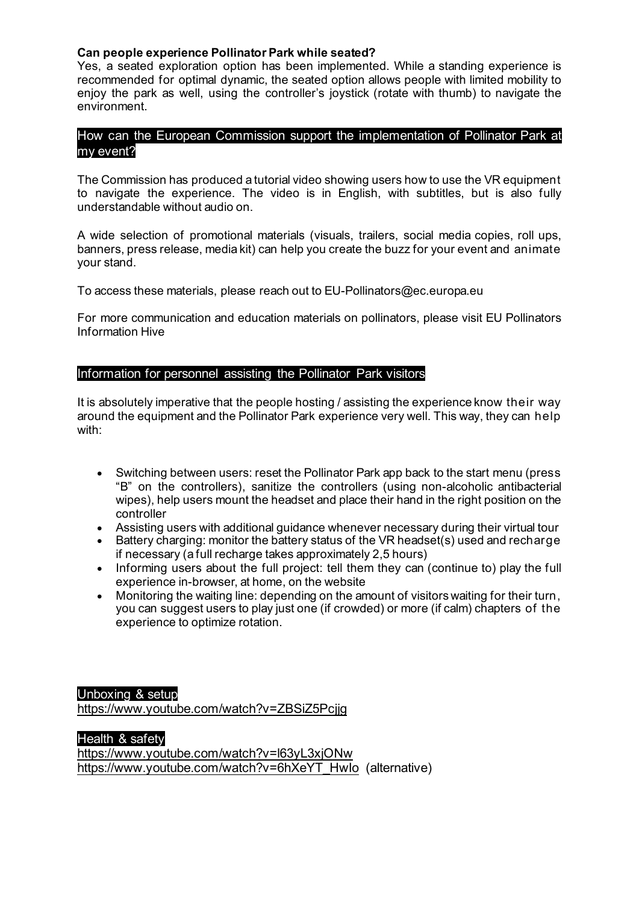**Can people experience Pollinator Park while seated?**

Yes, a seated exploration option has been implemented. While a standing experience is recommended for optimal dynamic, the seated option allows people with limited mobility to enjoy the park as well, using the controller's joystick (rotate with thumb) to navigate the environment.

## How can the European Commission support the implementation of Pollinator Park at my event?

The Commission has produced a tutorial video showing users how to use the VR equipment to navigate the experience. The video is in English, with subtitles, but is also fully understandable without audio on.

A wide selection of promotional materials (visuals, trailers, social media copies, roll ups, banners, press release, media kit) can help you create the buzz for your event and animate your stand.

To access these materials, please reach out to EU-Pollinators@ec.europa.eu

For more communication and education materials on pollinators, please visit EU Pollinators Information Hive

## Information for personnel assisting the Pollinator Park visitors

It is absolutely imperative that the people hosting / assisting the experience know their way around the equipment and the Pollinator Park experience very well. This way, they can help with:

- Switching between users: reset the Pollinator Park app back to the start menu (press "B" on the controllers), sanitize the controllers (using non-alcoholic antibacterial wipes), help users mount the headset and place their hand in the right position on the controller
- Assisting users with additional guidance whenever necessary during their virtual tour
- Battery charging: monitor the battery status of the VR headset(s) used and recharge if necessary (a full recharge takes approximately 2,5 hours)
- Informing users about the full project: tell them they can (continue to) play the full experience in-browser, at home, on the website
- Monitoring the waiting line: depending on the amount of visitors waiting for their turn, you can suggest users to play just one (if crowded) or more (if calm) chapters of the experience to optimize rotation.

## Unboxing & setup

https://www.youtube.com/watch?v=ZBSiZ5Pcjjg

## Health & safety

https://www.youtube.com/watch?v=I63yL3xjONw

https://www.youtube.com/watch?v=6hXeYT_HwIo (alternative)